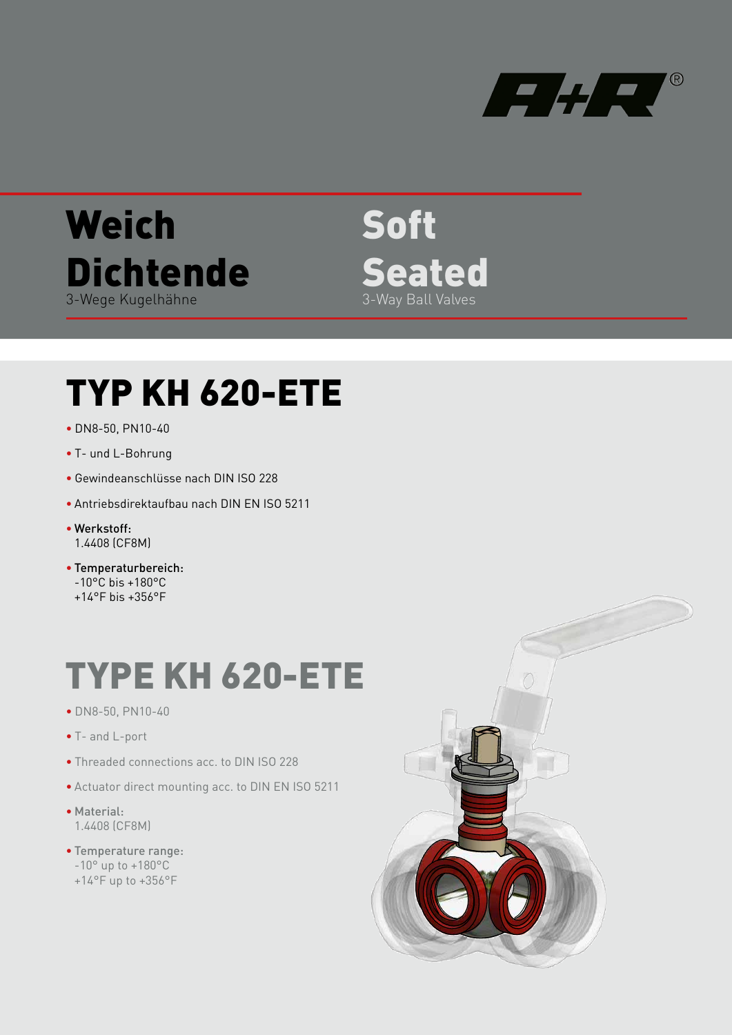# Weich Dichtende

3-Wege Kugelhähne

# Soft Seated

3-Way Ball Valves

## TYP KH 620-ETE

- DN8-50, PN10-40
- T- und L-Bohrung
- Gewindeanschlüsse nach DIN ISO 228
- Antriebsdirektaufbau nach DIN EN ISO 5211
- **Werkstoff:**
  1.4408 (CF8M)
- **Temperaturbereich:**
  -10°C bis +180°C
  +14°F bis +356°F

## TYPE KH 620-ETE

- DN8-50, PN10-40
- T- and L-port
- Threaded connections acc. to DIN ISO 228
- Actuator direct mounting acc. to DIN EN ISO 5211
- Material:
  1.4408 (CF8M)
- Temperature range:
  -10° up to +180°C
  +14°F up to +356°F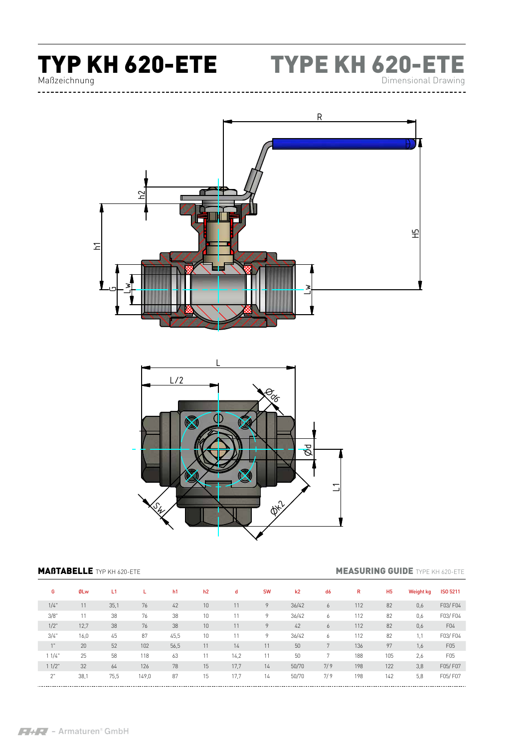# TYP KH 620-ETE

Maßzeichnung

# TYPE KH 620-ETE

Dimensional Drawing

**MAßTABELLE** TYP KH 620-ETE

**MEASURING GUIDE** TYPE KH 620-ETE

| G | ØLw | L1 | L | h1 | h2 | d | SW | k2 | d6 | R | H5 | Weight kg | ISO 5211 |
|---|---|---|---|---|---|---|---|---|---|---|---|---|---|
| 1/4" | 11 | 35,1 | 76 | 42 | 10 | 11 | 9 | 36/42 | 6 | 112 | 82 | 0,6 | F03/ F04 |
| 3/8" | 11 | 38 | 76 | 38 | 10 | 11 | 9 | 36/42 | 6 | 112 | 82 | 0,6 | F03/ F04 |
| 1/2" | 12,7 | 38 | 76 | 38 | 10 | 11 | 9 | 42 | 6 | 112 | 82 | 0,6 | F04 |
| 3/4" | 16,0 | 45 | 87 | 45,5 | 10 | 11 | 9 | 36/42 | 6 | 112 | 82 | 1,1 | F03/ F04 |
| 1" | 20 | 52 | 102 | 56,5 | 11 | 14 | 11 | 50 | 7 | 136 | 97 | 1,6 | F05 |
| 1 1/4" | 25 | 58 | 118 | 63 | 11 | 14,2 | 11 | 50 | 7 | 188 | 105 | 2,6 | F05 |
| 1 1/2" | 32 | 64 | 126 | 78 | 15 | 17,7 | 14 | 50/70 | 7/ 9 | 198 | 122 | 3,8 | F05/ F07 |
| 2" | 38,1 | 75,5 | 149,0 | 87 | 15 | 17,7 | 14 | 50/70 | 7/ 9 | 198 | 142 | 5,8 | F05/ F07 |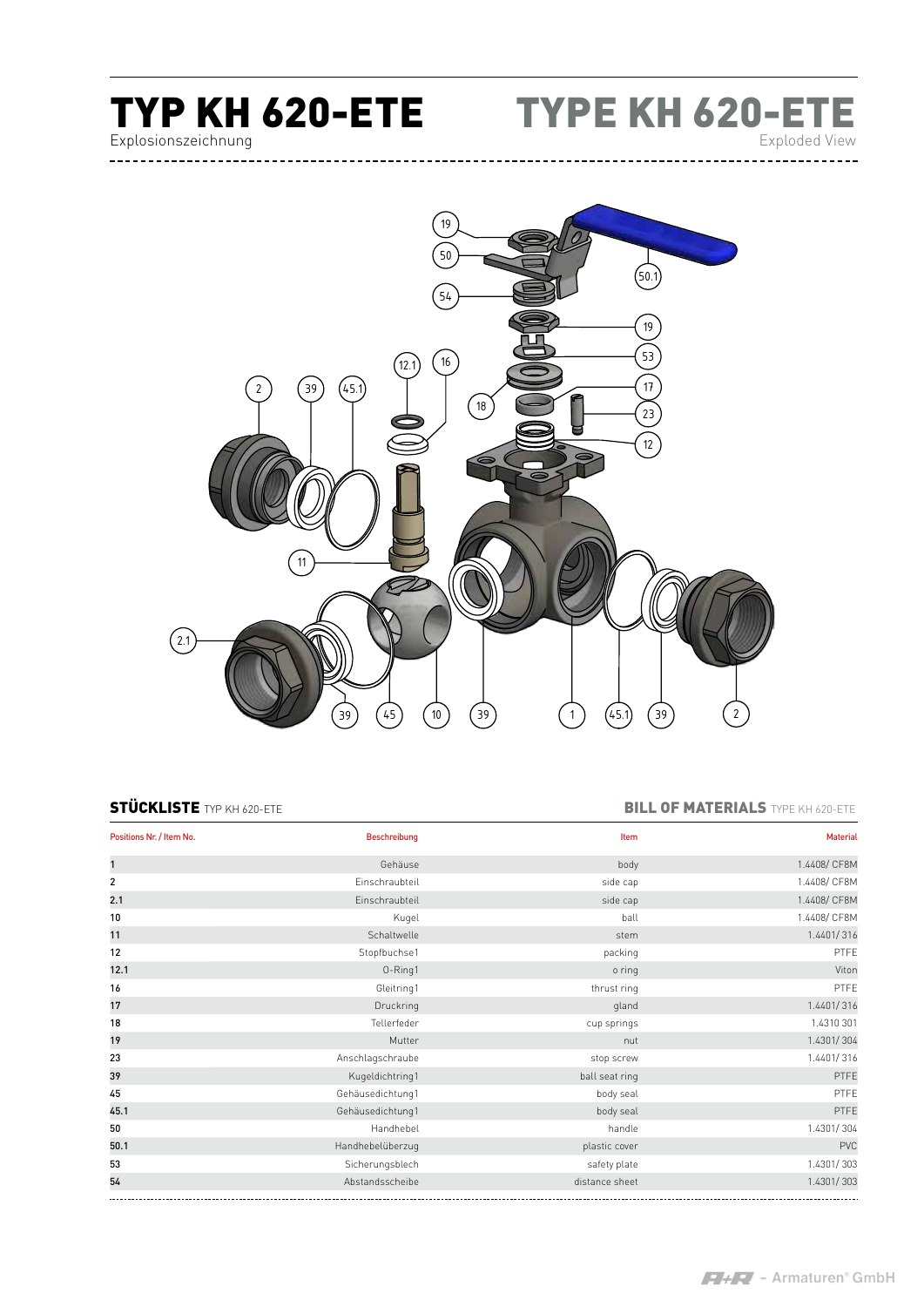# TYP KH 620-ETE

Explosionszeichnung

# TYPE KH 620-ETE

Exploded View

## STÜCKLISTE TYP KH 620-ETE

## BILL OF MATERIALS TYPE KH 620-ETE

| Positions Nr. / Item No. | Beschreibung | Item | Material |
|---|---|---|---|
| 1 | Gehäuse | body | 1.4408/ CF8M |
| 2 | Einschraubteil | side cap | 1.4408/ CF8M |
| 2.1 | Einschraubteil | side cap | 1.4408/ CF8M |
| 10 | Kugel | ball | 1.4408/ CF8M |
| 11 | Schaltwelle | stem | 1.4401/ 316 |
| 12 | Stopfbuchse1 | packing | PTFE |
| 12.1 | O-Ring1 | o ring | Viton |
| 16 | Gleitring1 | thrust ring | PTFE |
| 17 | Druckring | gland | 1.4401/ 316 |
| 18 | Tellerfeder | cup springs | 1.4310 301 |
| 19 | Mutter | nut | 1.4301/ 304 |
| 23 | Anschlagschraube | stop screw | 1.4401/ 316 |
| 39 | Kugeldichtring1 | ball seat ring | PTFE |
| 45 | Gehäusedichtung1 | body seal | PTFE |
| 45.1 | Gehäusedichtung1 | body seal | PTFE |
| 50 | Handhebel | handle | 1.4301/ 304 |
| 50.1 | Handhebelüberzug | plastic cover | PVC |
| 53 | Sicherungsblech | safety plate | 1.4301/ 303 |
| 54 | Abstandsscheibe | distance sheet | 1.4301/ 303 |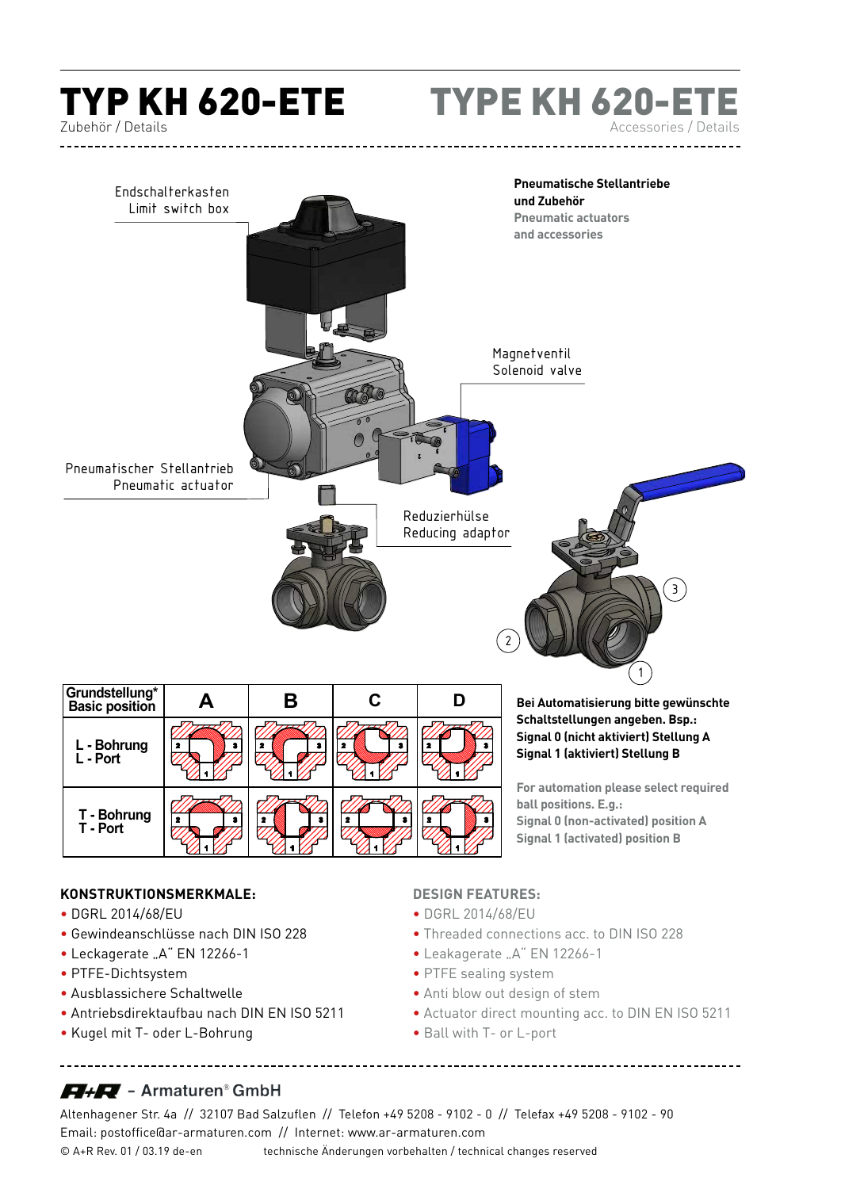# TYP KH 620-ETE

Zubehör / Details

# TYPE KH 620-ETE

Accessories / Details

Endschalterkasten
Limit switch box

**Pneumatische Stellantriebe und Zubehör**
**Pneumatic actuators and accessories**

Magnetventil
Solenoid valve

Pneumatischer Stellantrieb
Pneumatic actuator

Reduzierhülse
Reducing adaptor

3

2

1

| Grundstellung* Basic position | A | B | C | D |
|---|---|---|---|---|
| L - Bohrung L - Port | | | | |
| T - Bohrung T - Port | | | | |

**Bei Automatisierung bitte gewünschte Schaltstellungen angeben. Bsp.:**
**Signal 0 (nicht aktiviert) Stellung A**
**Signal 1 (aktiviert) Stellung B**

**For automation please select required ball positions. E.g.:**
**Signal 0 (non-activated) position A**
**Signal 1 (activated) position B**

### KONSTRUKTIONSMERKMALE:

- DGRL 2014/68/EU
- Gewindeanschlüsse nach DIN ISO 228
- Leckagerate „A" EN 12266-1
- PTFE-Dichtsystem
- Ausblassichere Schaltwelle
- Antriebsdirektaufbau nach DIN EN ISO 5211
- Kugel mit T- oder L-Bohrung

### DESIGN FEATURES:

- DGRL 2014/68/EU
- Threaded connections acc. to DIN ISO 228
- Leakagerate „A" EN 12266-1
- PTFE sealing system
- Anti blow out design of stem
- Actuator direct mounting acc. to DIN EN ISO 5211
- Ball with T- or L-port

A+R - Armaturen® GmbH

Altenhagener Str. 4a // 32107 Bad Salzuflen // Telefon +49 5208 - 9102 - 0 // Telefax +49 5208 - 9102 - 90
Email: postoffice@ar-armaturen.com // Internet: www.ar-armaturen.com
© A+R Rev. 01 / 03.19 de-en technische Änderungen vorbehalten / technical changes reserved